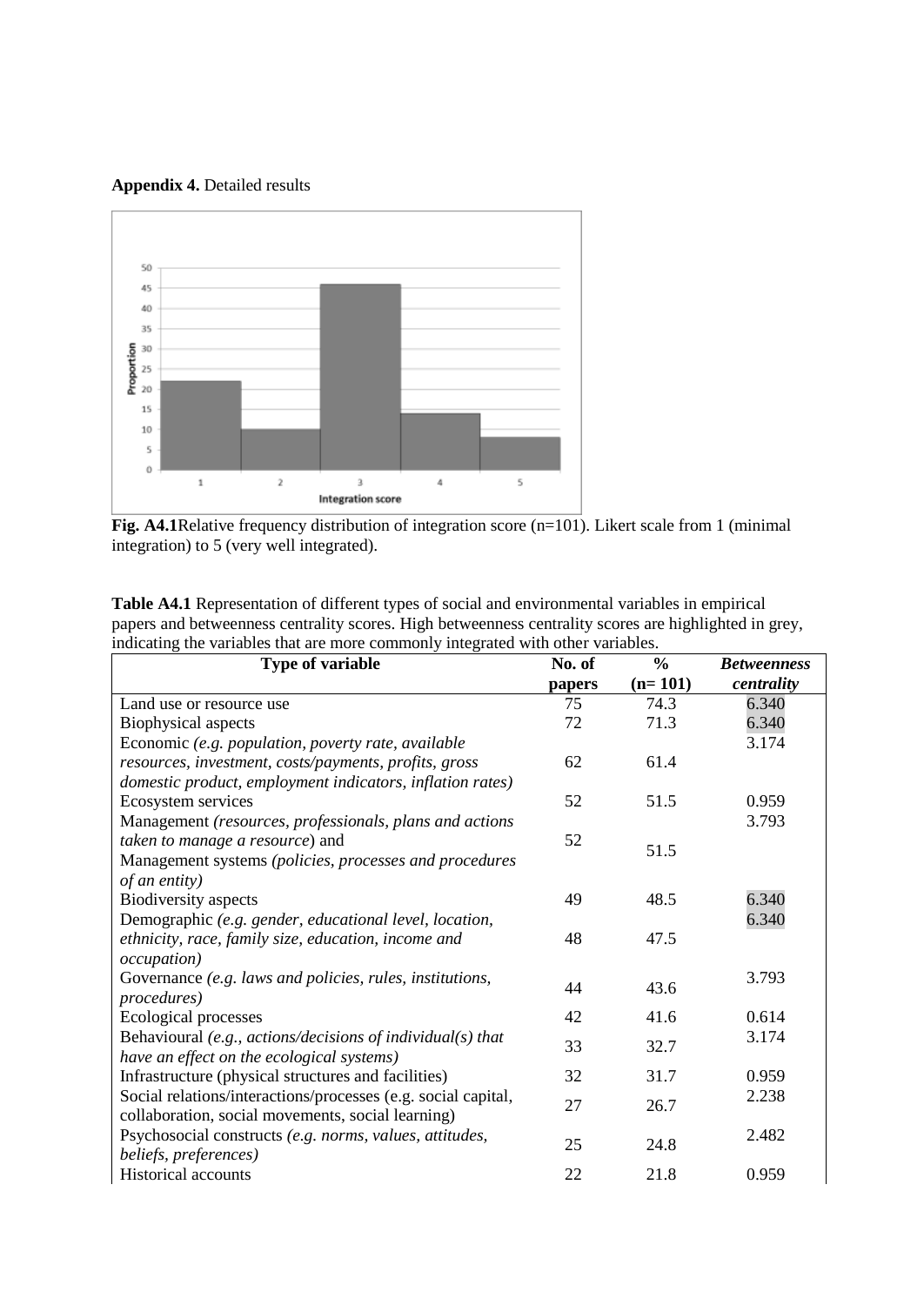**Appendix 4.** Detailed results

**Fig. A4.1**Relative frequency distribution of integration score (n=101). Likert scale from 1 (minimal integration) to 5 (very well integrated).

**Table A4.1** Representation of different types of social and environmental variables in empirical papers and betweenness centrality scores. High betweenness centrality scores are highlighted in grey, indicating the variables that are more commonly integrated with other variables.

| Type of variable | No. of papers | % (n= 101) | *Betweenness centrality* |
|---|---|---|---|
| Land use or resource use | 75 | 74.3 | 6.340 |
| Biophysical aspects | 72 | 71.3 | 6.340 |
| Economic *(e.g. population, poverty rate, available resources, investment, costs/payments, profits, gross domestic product, employment indicators, inflation rates)* | 62 | 61.4 | 3.174 |
| Ecosystem services | 52 | 51.5 | 0.959 |
| Management *(resources, professionals, plans and actions taken to manage a resource*) and Management systems *(policies, processes and procedures of an entity)* | 52 | 51.5 | 3.793 |
| Biodiversity aspects | 49 | 48.5 | 6.340 |
| Demographic *(e.g. gender, educational level, location, ethnicity, race, family size, education, income and occupation)* | 48 | 47.5 | 6.340 |
| Governance *(e.g. laws and policies, rules, institutions, procedures)* | 44 | 43.6 | 3.793 |
| Ecological processes | 42 | 41.6 | 0.614 |
| Behavioural *(e.g., actions/decisions of individual(s) that have an effect on the ecological systems)* | 33 | 32.7 | 3.174 |
| Infrastructure (physical structures and facilities) | 32 | 31.7 | 0.959 |
| Social relations/interactions/processes (e.g. social capital, collaboration, social movements, social learning) | 27 | 26.7 | 2.238 |
| Psychosocial constructs *(e.g. norms, values, attitudes, beliefs, preferences)* | 25 | 24.8 | 2.482 |
| Historical accounts | 22 | 21.8 | 0.959 |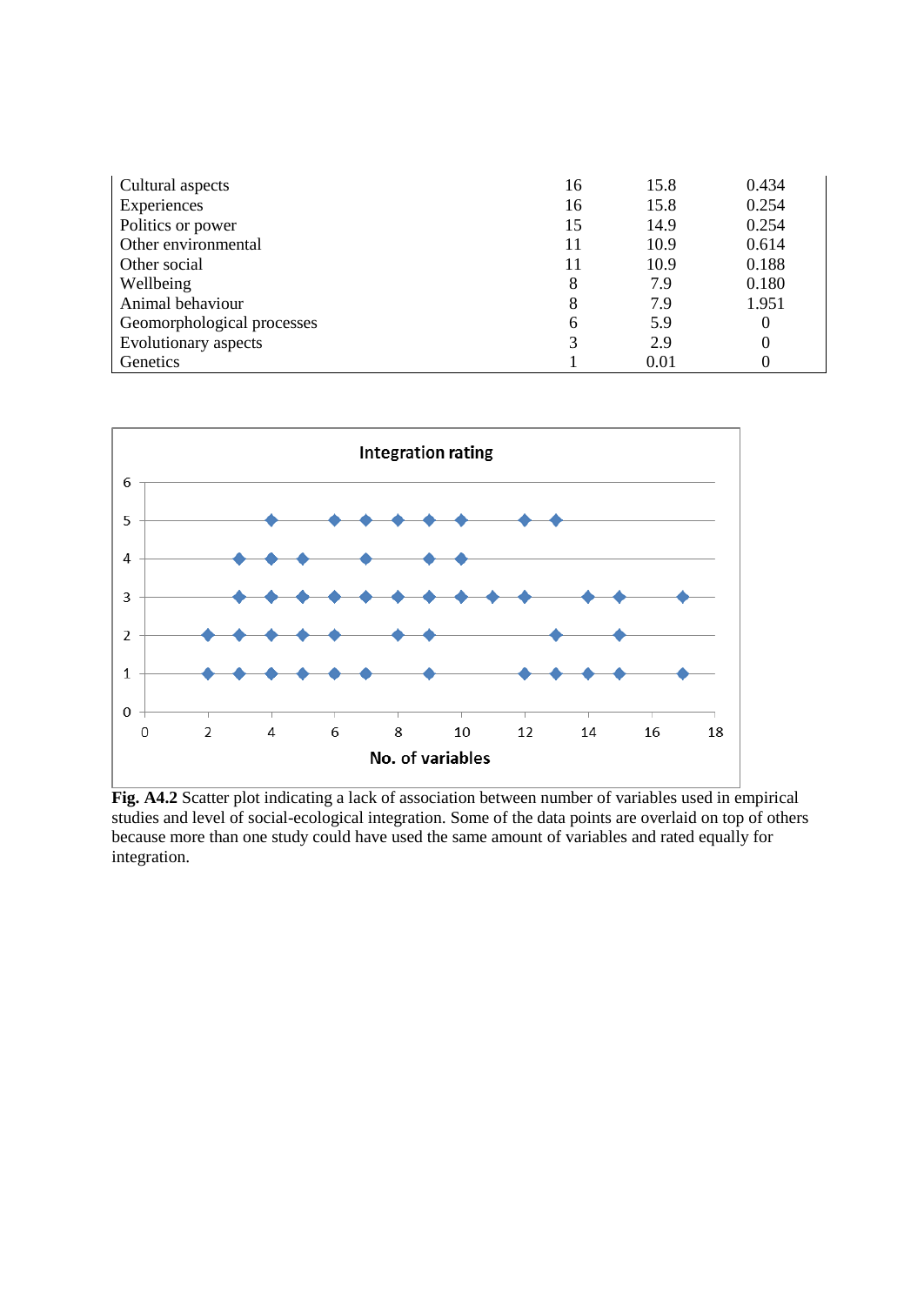| | | | |
|---|---|---|---|
| Cultural aspects | 16 | 15.8 | 0.434 |
| Experiences | 16 | 15.8 | 0.254 |
| Politics or power | 15 | 14.9 | 0.254 |
| Other environmental | 11 | 10.9 | 0.614 |
| Other social | 11 | 10.9 | 0.188 |
| Wellbeing | 8 | 7.9 | 0.180 |
| Animal behaviour | 8 | 7.9 | 1.951 |
| Geomorphological processes | 6 | 5.9 | 0 |
| Evolutionary aspects | 3 | 2.9 | 0 |
| Genetics | 1 | 0.01 | 0 |

**Fig. A4.2** Scatter plot indicating a lack of association between number of variables used in empirical studies and level of social-ecological integration. Some of the data points are overlaid on top of others because more than one study could have used the same amount of variables and rated equally for integration.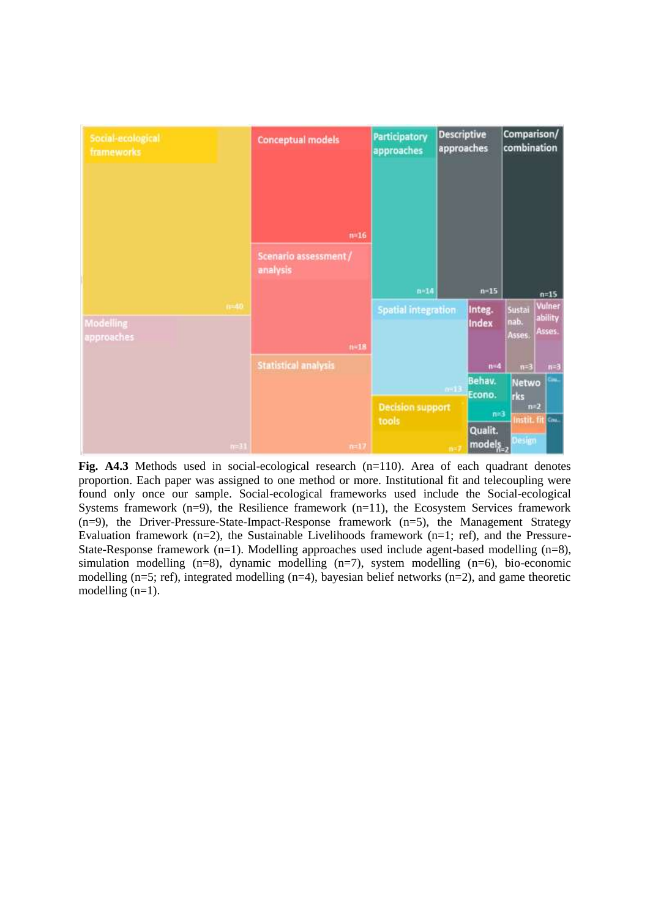**Fig. A4.3** Methods used in social-ecological research (n=110). Area of each quadrant denotes proportion. Each paper was assigned to one method or more. Institutional fit and telecoupling were found only once our sample. Social-ecological frameworks used include the Social-ecological Systems framework (n=9), the Resilience framework (n=11), the Ecosystem Services framework (n=9), the Driver-Pressure-State-Impact-Response framework (n=5), the Management Strategy Evaluation framework (n=2), the Sustainable Livelihoods framework (n=1; ref), and the Pressure-State-Response framework (n=1). Modelling approaches used include agent-based modelling (n=8), simulation modelling (n=8), dynamic modelling (n=7), system modelling (n=6), bio-economic modelling (n=5; ref), integrated modelling (n=4), bayesian belief networks (n=2), and game theoretic modelling (n=1).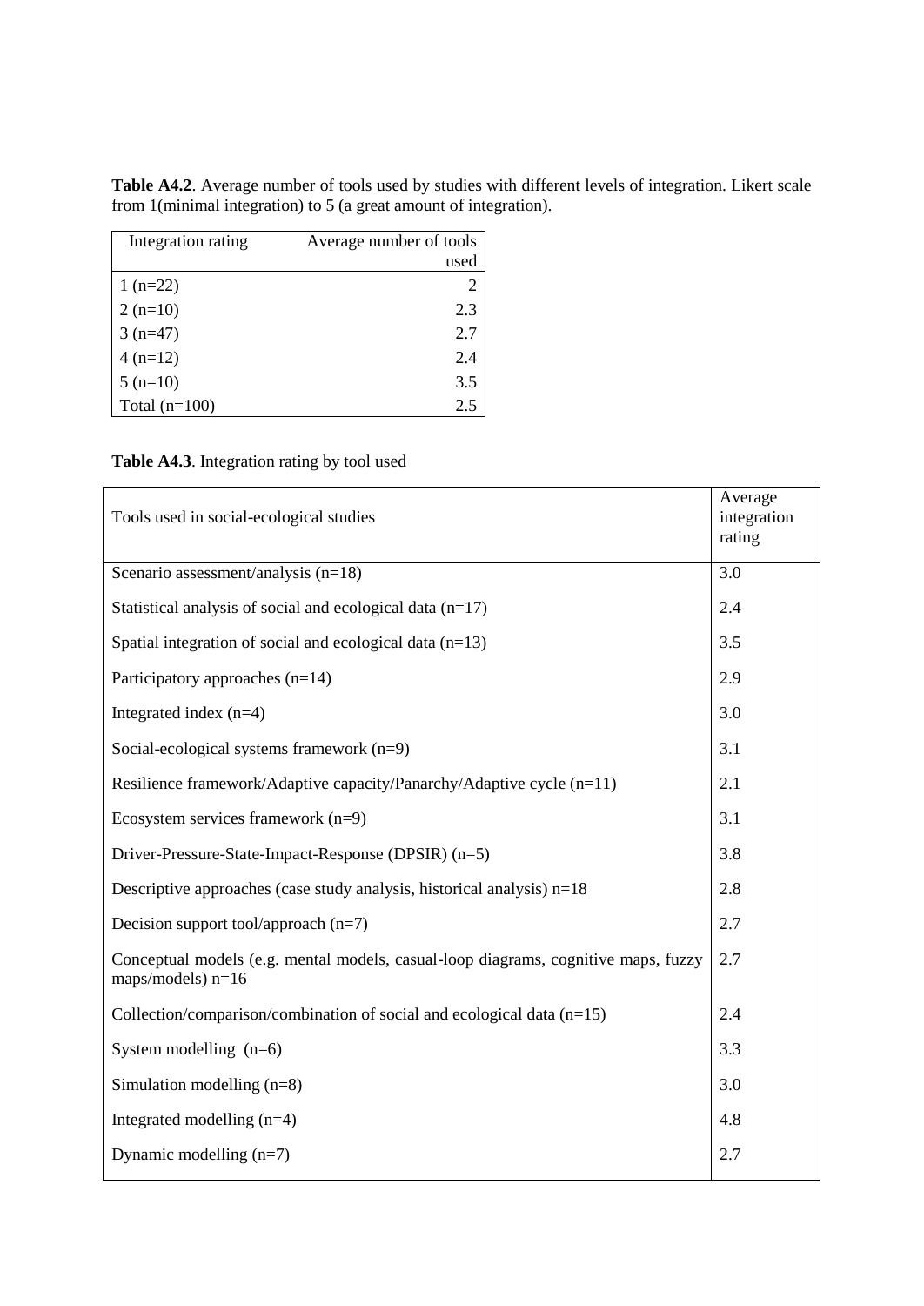**Table A4.2**. Average number of tools used by studies with different levels of integration. Likert scale from 1(minimal integration) to 5 (a great amount of integration).

| Integration rating | Average number of tools used |
|---|---|
| 1 (n=22) | 2 |
| 2 (n=10) | 2.3 |
| 3 (n=47) | 2.7 |
| 4 (n=12) | 2.4 |
| 5 (n=10) | 3.5 |
| Total (n=100) | 2.5 |

**Table A4.3**. Integration rating by tool used

| Tools used in social-ecological studies | Average integration rating |
|---|---|
| Scenario assessment/analysis (n=18) | 3.0 |
| Statistical analysis of social and ecological data (n=17) | 2.4 |
| Spatial integration of social and ecological data (n=13) | 3.5 |
| Participatory approaches (n=14) | 2.9 |
| Integrated index (n=4) | 3.0 |
| Social-ecological systems framework (n=9) | 3.1 |
| Resilience framework/Adaptive capacity/Panarchy/Adaptive cycle (n=11) | 2.1 |
| Ecosystem services framework (n=9) | 3.1 |
| Driver-Pressure-State-Impact-Response (DPSIR) (n=5) | 3.8 |
| Descriptive approaches (case study analysis, historical analysis) n=18 | 2.8 |
| Decision support tool/approach (n=7) | 2.7 |
| Conceptual models (e.g. mental models, casual-loop diagrams, cognitive maps, fuzzy maps/models) n=16 | 2.7 |
| Collection/comparison/combination of social and ecological data (n=15) | 2.4 |
| System modelling (n=6) | 3.3 |
| Simulation modelling (n=8) | 3.0 |
| Integrated modelling (n=4) | 4.8 |
| Dynamic modelling (n=7) | 2.7 |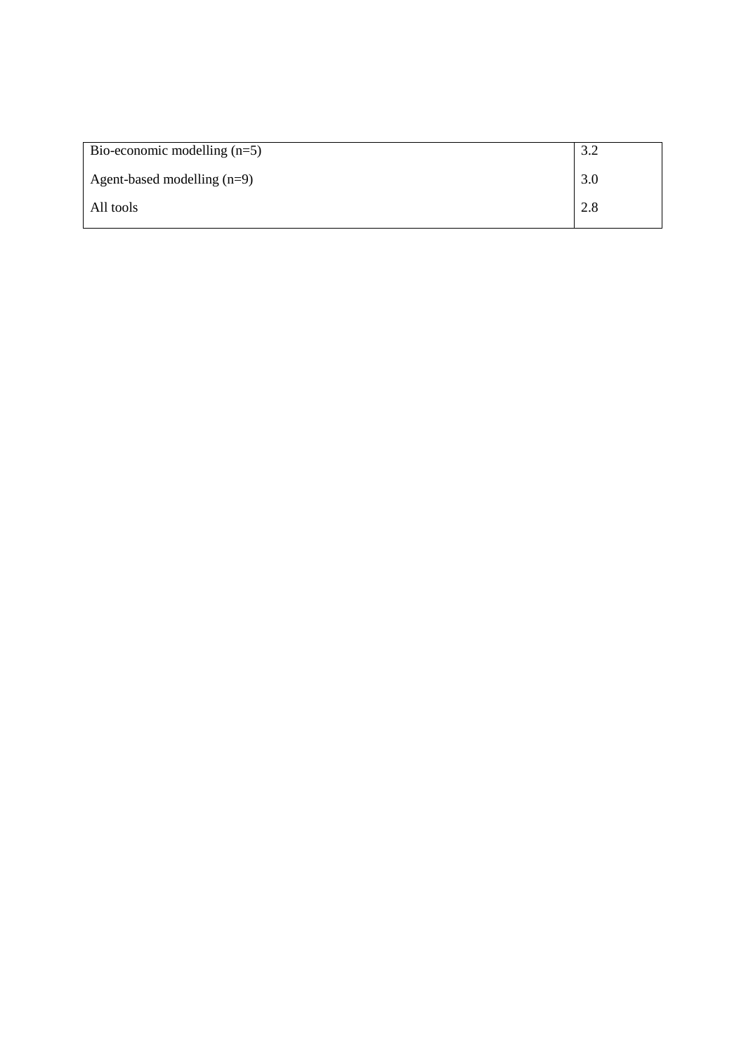| | |
|---|---|
| Bio-economic modelling (n=5) | 3.2 |
| Agent-based modelling (n=9) | 3.0 |
| All tools | 2.8 |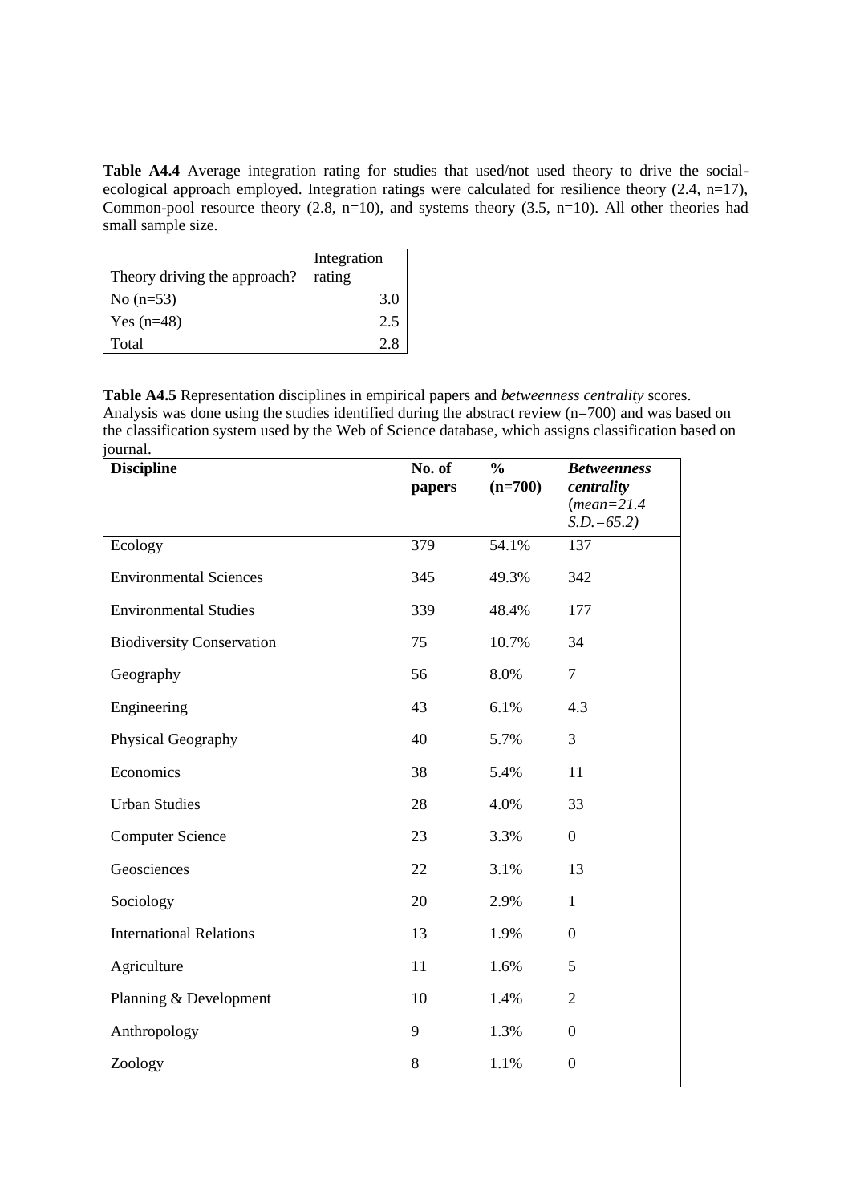**Table A4.4** Average integration rating for studies that used/not used theory to drive the social-ecological approach employed. Integration ratings were calculated for resilience theory (2.4, n=17), Common-pool resource theory (2.8, n=10), and systems theory (3.5, n=10). All other theories had small sample size.

| Theory driving the approach? | Integration rating |
|---|---|
| No (n=53) | 3.0 |
| Yes (n=48) | 2.5 |
| Total | 2.8 |

**Table A4.5** Representation disciplines in empirical papers and *betweenness centrality* scores. Analysis was done using the studies identified during the abstract review (n=700) and was based on the classification system used by the Web of Science database, which assigns classification based on journal.

| **Discipline** | **No. of papers** | **% (n=700)** | ***Betweenness centrality*** (*mean=21.4 S.D.=65.2)* |
|---|---|---|---|
| Ecology | 379 | 54.1% | 137 |
| Environmental Sciences | 345 | 49.3% | 342 |
| Environmental Studies | 339 | 48.4% | 177 |
| Biodiversity Conservation | 75 | 10.7% | 34 |
| Geography | 56 | 8.0% | 7 |
| Engineering | 43 | 6.1% | 4.3 |
| Physical Geography | 40 | 5.7% | 3 |
| Economics | 38 | 5.4% | 11 |
| Urban Studies | 28 | 4.0% | 33 |
| Computer Science | 23 | 3.3% | 0 |
| Geosciences | 22 | 3.1% | 13 |
| Sociology | 20 | 2.9% | 1 |
| International Relations | 13 | 1.9% | 0 |
| Agriculture | 11 | 1.6% | 5 |
| Planning & Development | 10 | 1.4% | 2 |
| Anthropology | 9 | 1.3% | 0 |
| Zoology | 8 | 1.1% | 0 |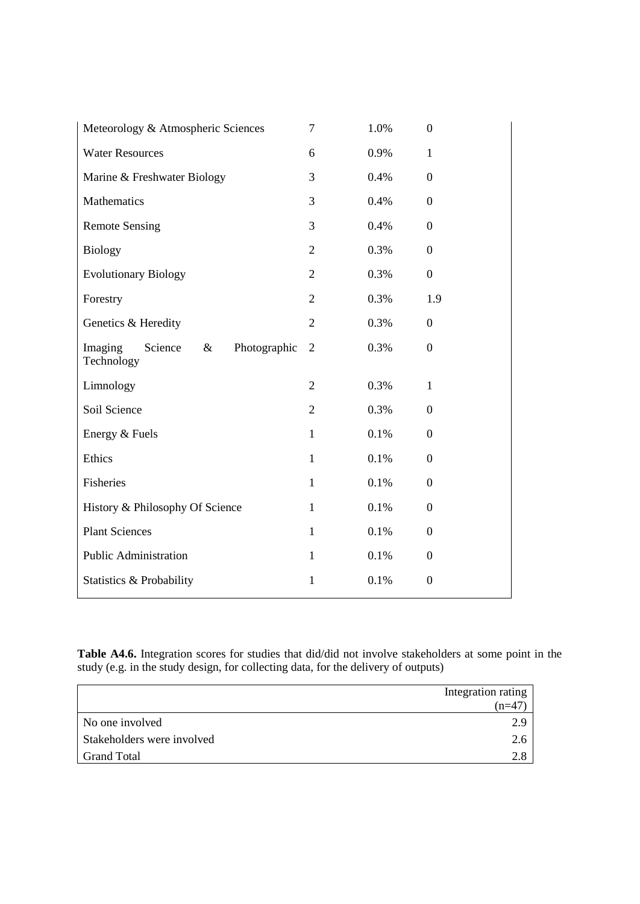| | | | |
|---|---|---|---|
| Meteorology & Atmospheric Sciences | 7 | 1.0% | 0 |
| Water Resources | 6 | 0.9% | 1 |
| Marine & Freshwater Biology | 3 | 0.4% | 0 |
| Mathematics | 3 | 0.4% | 0 |
| Remote Sensing | 3 | 0.4% | 0 |
| Biology | 2 | 0.3% | 0 |
| Evolutionary Biology | 2 | 0.3% | 0 |
| Forestry | 2 | 0.3% | 1.9 |
| Genetics & Heredity | 2 | 0.3% | 0 |
| Imaging Science & Photographic Technology | 2 | 0.3% | 0 |
| Limnology | 2 | 0.3% | 1 |
| Soil Science | 2 | 0.3% | 0 |
| Energy & Fuels | 1 | 0.1% | 0 |
| Ethics | 1 | 0.1% | 0 |
| Fisheries | 1 | 0.1% | 0 |
| History & Philosophy Of Science | 1 | 0.1% | 0 |
| Plant Sciences | 1 | 0.1% | 0 |
| Public Administration | 1 | 0.1% | 0 |
| Statistics & Probability | 1 | 0.1% | 0 |

**Table A4.6.** Integration scores for studies that did/did not involve stakeholders at some point in the study (e.g. in the study design, for collecting data, for the delivery of outputs)

| | Integration rating (n=47) |
|---|---|
| No one involved | 2.9 |
| Stakeholders were involved | 2.6 |
| Grand Total | 2.8 |